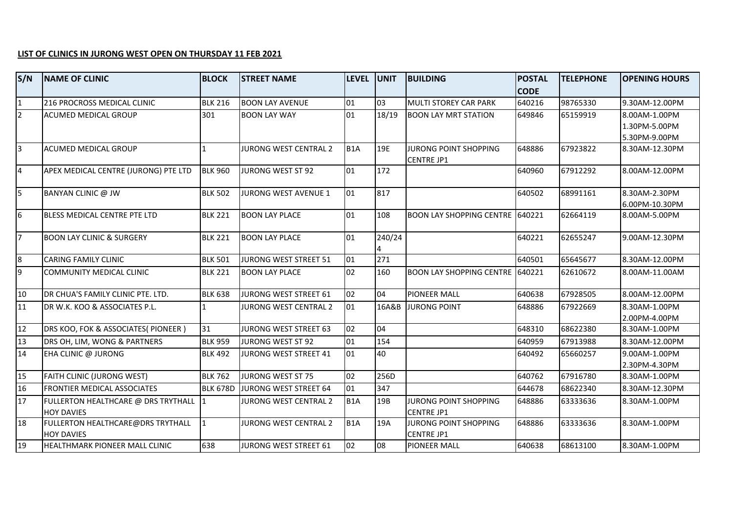**LIST OF CLINICS IN JURONG WEST OPEN ON THURSDAY 11 FEB 2021**

| S/N | NAME OF CLINIC | BLOCK | STREET NAME | LEVEL | UNIT | BUILDING | POSTAL CODE | TELEPHONE | OPENING HOURS |
|---|---|---|---|---|---|---|---|---|---|
| 1 | 216 PROCROSS MEDICAL CLINIC | BLK 216 | BOON LAY AVENUE | 01 | 03 | MULTI STOREY CAR PARK | 640216 | 98765330 | 9.30AM-12.00PM |
| 2 | ACUMED MEDICAL GROUP | 301 | BOON LAY WAY | 01 | 18/19 | BOON LAY MRT STATION | 649846 | 65159919 | 8.00AM-1.00PM<br>1.30PM-5.00PM<br>5.30PM-9.00PM |
| 3 | ACUMED MEDICAL GROUP | 1 | JURONG WEST CENTRAL 2 | B1A | 19E | JURONG POINT SHOPPING CENTRE JP1 | 648886 | 67923822 | 8.30AM-12.30PM |
| 4 | APEX MEDICAL CENTRE (JURONG) PTE LTD | BLK 960 | JURONG WEST ST 92 | 01 | 172 | | 640960 | 67912292 | 8.00AM-12.00PM |
| 5 | BANYAN CLINIC @ JW | BLK 502 | JURONG WEST AVENUE 1 | 01 | 817 | | 640502 | 68991161 | 8.30AM-2.30PM<br>6.00PM-10.30PM |
| 6 | BLESS MEDICAL CENTRE PTE LTD | BLK 221 | BOON LAY PLACE | 01 | 108 | BOON LAY SHOPPING CENTRE | 640221 | 62664119 | 8.00AM-5.00PM |
| 7 | BOON LAY CLINIC & SURGERY | BLK 221 | BOON LAY PLACE | 01 | 240/244 | | 640221 | 62655247 | 9.00AM-12.30PM |
| 8 | CARING FAMILY CLINIC | BLK 501 | JURONG WEST STREET 51 | 01 | 271 | | 640501 | 65645677 | 8.30AM-12.00PM |
| 9 | COMMUNITY MEDICAL CLINIC | BLK 221 | BOON LAY PLACE | 02 | 160 | BOON LAY SHOPPING CENTRE | 640221 | 62610672 | 8.00AM-11.00AM |
| 10 | DR CHUA'S FAMILY CLINIC PTE. LTD. | BLK 638 | JURONG WEST STREET 61 | 02 | 04 | PIONEER MALL | 640638 | 67928505 | 8.00AM-12.00PM |
| 11 | DR W.K. KOO & ASSOCIATES P.L. | 1 | JURONG WEST CENTRAL 2 | 01 | 16A&B | JURONG POINT | 648886 | 67922669 | 8.30AM-1.00PM<br>2.00PM-4.00PM |
| 12 | DRS KOO, FOK & ASSOCIATES( PIONEER ) | 31 | JURONG WEST STREET 63 | 02 | 04 | | 648310 | 68622380 | 8.30AM-1.00PM |
| 13 | DRS OH, LIM, WONG & PARTNERS | BLK 959 | JURONG WEST ST 92 | 01 | 154 | | 640959 | 67913988 | 8.30AM-12.00PM |
| 14 | EHA CLINIC @ JURONG | BLK 492 | JURONG WEST STREET 41 | 01 | 40 | | 640492 | 65660257 | 9.00AM-1.00PM<br>2.30PM-4.30PM |
| 15 | FAITH CLINIC (JURONG WEST) | BLK 762 | JURONG WEST ST 75 | 02 | 256D | | 640762 | 67916780 | 8.30AM-1.00PM |
| 16 | FRONTIER MEDICAL ASSOCIATES | BLK 678D | JURONG WEST STREET 64 | 01 | 347 | | 644678 | 68622340 | 8.30AM-12.30PM |
| 17 | FULLERTON HEALTHCARE @ DRS TRYTHALL HOY DAVIES | 1 | JURONG WEST CENTRAL 2 | B1A | 19B | JURONG POINT SHOPPING CENTRE JP1 | 648886 | 63333636 | 8.30AM-1.00PM |
| 18 | FULLERTON HEALTHCARE@DRS TRYTHALL HOY DAVIES | 1 | JURONG WEST CENTRAL 2 | B1A | 19A | JURONG POINT SHOPPING CENTRE JP1 | 648886 | 63333636 | 8.30AM-1.00PM |
| 19 | HEALTHMARK PIONEER MALL CLINIC | 638 | JURONG WEST STREET 61 | 02 | 08 | PIONEER MALL | 640638 | 68613100 | 8.30AM-1.00PM |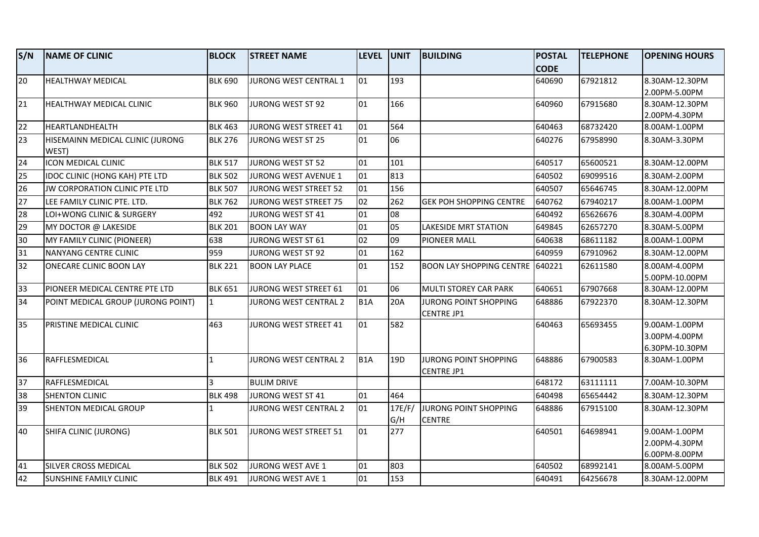| S/N | NAME OF CLINIC | BLOCK | STREET NAME | LEVEL | UNIT | BUILDING | POSTAL CODE | TELEPHONE | OPENING HOURS |
|---|---|---|---|---|---|---|---|---|---|
| 20 | HEALTHWAY MEDICAL | BLK 690 | JURONG WEST CENTRAL 1 | 01 | 193 | | 640690 | 67921812 | 8.30AM-12.30PM 2.00PM-5.00PM |
| 21 | HEALTHWAY MEDICAL CLINIC | BLK 960 | JURONG WEST ST 92 | 01 | 166 | | 640960 | 67915680 | 8.30AM-12.30PM 2.00PM-4.30PM |
| 22 | HEARTLANDHEALTH | BLK 463 | JURONG WEST STREET 41 | 01 | 564 | | 640463 | 68732420 | 8.00AM-1.00PM |
| 23 | HISEMAINN MEDICAL CLINIC (JURONG WEST) | BLK 276 | JURONG WEST ST 25 | 01 | 06 | | 640276 | 67958990 | 8.30AM-3.30PM |
| 24 | ICON MEDICAL CLINIC | BLK 517 | JURONG WEST ST 52 | 01 | 101 | | 640517 | 65600521 | 8.30AM-12.00PM |
| 25 | IDOC CLINIC (HONG KAH) PTE LTD | BLK 502 | JURONG WEST AVENUE 1 | 01 | 813 | | 640502 | 69099516 | 8.30AM-2.00PM |
| 26 | JW CORPORATION CLINIC PTE LTD | BLK 507 | JURONG WEST STREET 52 | 01 | 156 | | 640507 | 65646745 | 8.30AM-12.00PM |
| 27 | LEE FAMILY CLINIC PTE. LTD. | BLK 762 | JURONG WEST STREET 75 | 02 | 262 | GEK POH SHOPPING CENTRE | 640762 | 67940217 | 8.00AM-1.00PM |
| 28 | LOI+WONG CLINIC & SURGERY | 492 | JURONG WEST ST 41 | 01 | 08 | | 640492 | 65626676 | 8.30AM-4.00PM |
| 29 | MY DOCTOR @ LAKESIDE | BLK 201 | BOON LAY WAY | 01 | 05 | LAKESIDE MRT STATION | 649845 | 62657270 | 8.30AM-5.00PM |
| 30 | MY FAMILY CLINIC (PIONEER) | 638 | JURONG WEST ST 61 | 02 | 09 | PIONEER MALL | 640638 | 68611182 | 8.00AM-1.00PM |
| 31 | NANYANG CENTRE CLINIC | 959 | JURONG WEST ST 92 | 01 | 162 | | 640959 | 67910962 | 8.30AM-12.00PM |
| 32 | ONECARE CLINIC BOON LAY | BLK 221 | BOON LAY PLACE | 01 | 152 | BOON LAY SHOPPING CENTRE | 640221 | 62611580 | 8.00AM-4.00PM 5.00PM-10.00PM |
| 33 | PIONEER MEDICAL CENTRE PTE LTD | BLK 651 | JURONG WEST STREET 61 | 01 | 06 | MULTI STOREY CAR PARK | 640651 | 67907668 | 8.30AM-12.00PM |
| 34 | POINT MEDICAL GROUP (JURONG POINT) | 1 | JURONG WEST CENTRAL 2 | B1A | 20A | JURONG POINT SHOPPING CENTRE JP1 | 648886 | 67922370 | 8.30AM-12.30PM |
| 35 | PRISTINE MEDICAL CLINIC | 463 | JURONG WEST STREET 41 | 01 | 582 | | 640463 | 65693455 | 9.00AM-1.00PM 3.00PM-4.00PM 6.30PM-10.30PM |
| 36 | RAFFLESMEDICAL | 1 | JURONG WEST CENTRAL 2 | B1A | 19D | JURONG POINT SHOPPING CENTRE JP1 | 648886 | 67900583 | 8.30AM-1.00PM |
| 37 | RAFFLESMEDICAL | 3 | BULIM DRIVE | | | | 648172 | 63111111 | 7.00AM-10.30PM |
| 38 | SHENTON CLINIC | BLK 498 | JURONG WEST ST 41 | 01 | 464 | | 640498 | 65654442 | 8.30AM-12.30PM |
| 39 | SHENTON MEDICAL GROUP | 1 | JURONG WEST CENTRAL 2 | 01 | 17E/F/G/H | JURONG POINT SHOPPING CENTRE | 648886 | 67915100 | 8.30AM-12.30PM |
| 40 | SHIFA CLINIC (JURONG) | BLK 501 | JURONG WEST STREET 51 | 01 | 277 | | 640501 | 64698941 | 9.00AM-1.00PM 2.00PM-4.30PM 6.00PM-8.00PM |
| 41 | SILVER CROSS MEDICAL | BLK 502 | JURONG WEST AVE 1 | 01 | 803 | | 640502 | 68992141 | 8.00AM-5.00PM |
| 42 | SUNSHINE FAMILY CLINIC | BLK 491 | JURONG WEST AVE 1 | 01 | 153 | | 640491 | 64256678 | 8.30AM-12.00PM |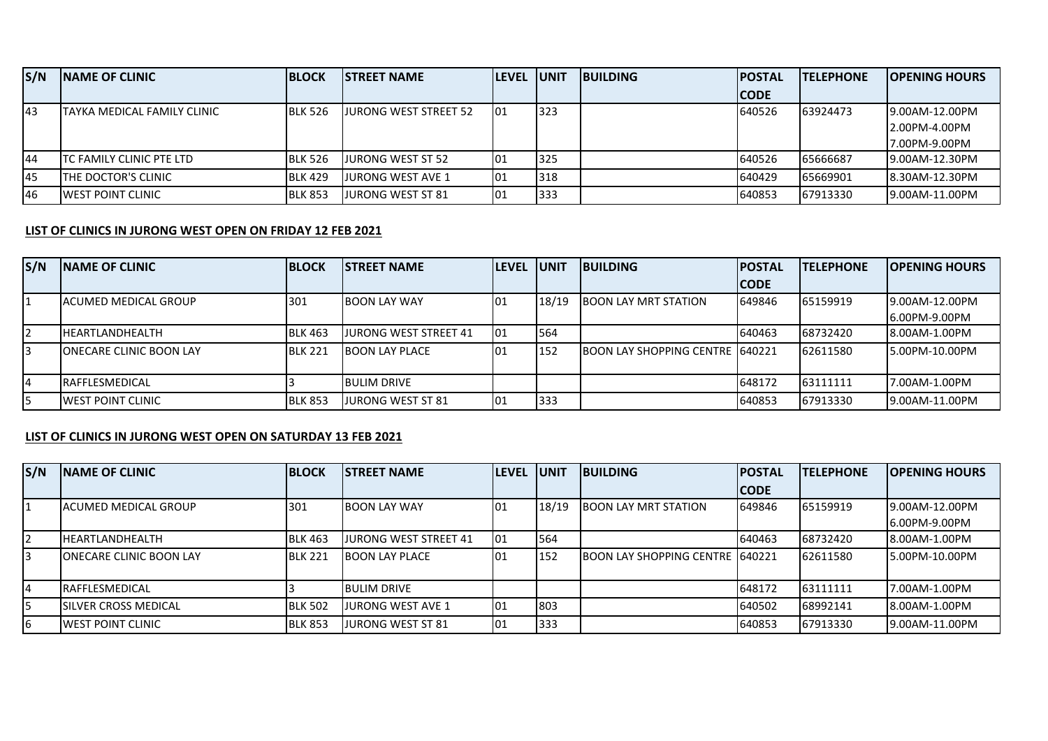| S/N | NAME OF CLINIC | BLOCK | STREET NAME | LEVEL | UNIT | BUILDING | POSTAL CODE | TELEPHONE | OPENING HOURS |
|---|---|---|---|---|---|---|---|---|---|
| 43 | TAYKA MEDICAL FAMILY CLINIC | BLK 526 | JURONG WEST STREET 52 | 01 | 323 | | 640526 | 63924473 | 9.00AM-12.00PM<br>2.00PM-4.00PM<br>7.00PM-9.00PM |
| 44 | TC FAMILY CLINIC PTE LTD | BLK 526 | JURONG WEST ST 52 | 01 | 325 | | 640526 | 65666687 | 9.00AM-12.30PM |
| 45 | THE DOCTOR'S CLINIC | BLK 429 | JURONG WEST AVE 1 | 01 | 318 | | 640429 | 65669901 | 8.30AM-12.30PM |
| 46 | WEST POINT CLINIC | BLK 853 | JURONG WEST ST 81 | 01 | 333 | | 640853 | 67913330 | 9.00AM-11.00PM |

**LIST OF CLINICS IN JURONG WEST OPEN ON FRIDAY 12 FEB 2021**

| S/N | NAME OF CLINIC | BLOCK | STREET NAME | LEVEL | UNIT | BUILDING | POSTAL CODE | TELEPHONE | OPENING HOURS |
|---|---|---|---|---|---|---|---|---|---|
| 1 | ACUMED MEDICAL GROUP | 301 | BOON LAY WAY | 01 | 18/19 | BOON LAY MRT STATION | 649846 | 65159919 | 9.00AM-12.00PM<br>6.00PM-9.00PM |
| 2 | HEARTLANDHEALTH | BLK 463 | JURONG WEST STREET 41 | 01 | 564 | | 640463 | 68732420 | 8.00AM-1.00PM |
| 3 | ONECARE CLINIC BOON LAY | BLK 221 | BOON LAY PLACE | 01 | 152 | BOON LAY SHOPPING CENTRE | 640221 | 62611580 | 5.00PM-10.00PM |
| 4 | RAFFLESMEDICAL | 3 | BULIM DRIVE | | | | 648172 | 63111111 | 7.00AM-1.00PM |
| 5 | WEST POINT CLINIC | BLK 853 | JURONG WEST ST 81 | 01 | 333 | | 640853 | 67913330 | 9.00AM-11.00PM |

**LIST OF CLINICS IN JURONG WEST OPEN ON SATURDAY 13 FEB 2021**

| S/N | NAME OF CLINIC | BLOCK | STREET NAME | LEVEL | UNIT | BUILDING | POSTAL CODE | TELEPHONE | OPENING HOURS |
|---|---|---|---|---|---|---|---|---|---|
| 1 | ACUMED MEDICAL GROUP | 301 | BOON LAY WAY | 01 | 18/19 | BOON LAY MRT STATION | 649846 | 65159919 | 9.00AM-12.00PM<br>6.00PM-9.00PM |
| 2 | HEARTLANDHEALTH | BLK 463 | JURONG WEST STREET 41 | 01 | 564 | | 640463 | 68732420 | 8.00AM-1.00PM |
| 3 | ONECARE CLINIC BOON LAY | BLK 221 | BOON LAY PLACE | 01 | 152 | BOON LAY SHOPPING CENTRE | 640221 | 62611580 | 5.00PM-10.00PM |
| 4 | RAFFLESMEDICAL | 3 | BULIM DRIVE | | | | 648172 | 63111111 | 7.00AM-1.00PM |
| 5 | SILVER CROSS MEDICAL | BLK 502 | JURONG WEST AVE 1 | 01 | 803 | | 640502 | 68992141 | 8.00AM-1.00PM |
| 6 | WEST POINT CLINIC | BLK 853 | JURONG WEST ST 81 | 01 | 333 | | 640853 | 67913330 | 9.00AM-11.00PM |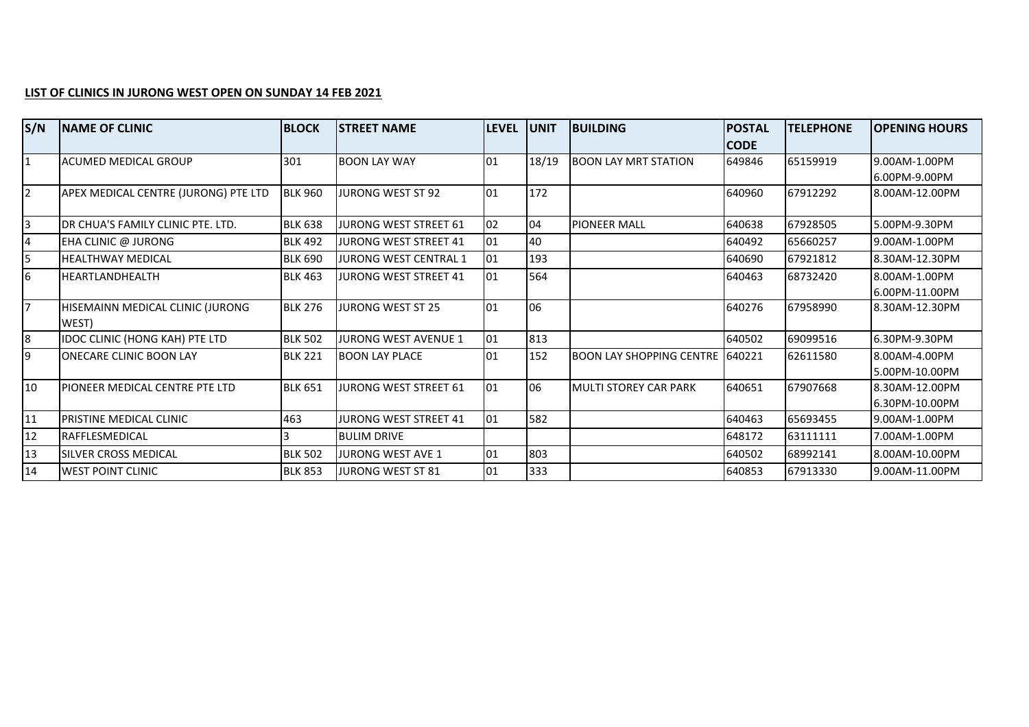**LIST OF CLINICS IN JURONG WEST OPEN ON SUNDAY 14 FEB 2021**

| S/N | NAME OF CLINIC | BLOCK | STREET NAME | LEVEL | UNIT | BUILDING | POSTAL CODE | TELEPHONE | OPENING HOURS |
|---|---|---|---|---|---|---|---|---|---|
| 1 | ACUMED MEDICAL GROUP | 301 | BOON LAY WAY | 01 | 18/19 | BOON LAY MRT STATION | 649846 | 65159919 | 9.00AM-1.00PM 6.00PM-9.00PM |
| 2 | APEX MEDICAL CENTRE (JURONG) PTE LTD | BLK 960 | JURONG WEST ST 92 | 01 | 172 | | 640960 | 67912292 | 8.00AM-12.00PM |
| 3 | DR CHUA'S FAMILY CLINIC PTE. LTD. | BLK 638 | JURONG WEST STREET 61 | 02 | 04 | PIONEER MALL | 640638 | 67928505 | 5.00PM-9.30PM |
| 4 | EHA CLINIC @ JURONG | BLK 492 | JURONG WEST STREET 41 | 01 | 40 | | 640492 | 65660257 | 9.00AM-1.00PM |
| 5 | HEALTHWAY MEDICAL | BLK 690 | JURONG WEST CENTRAL 1 | 01 | 193 | | 640690 | 67921812 | 8.30AM-12.30PM |
| 6 | HEARTLANDHEALTH | BLK 463 | JURONG WEST STREET 41 | 01 | 564 | | 640463 | 68732420 | 8.00AM-1.00PM 6.00PM-11.00PM |
| 7 | HISEMAINN MEDICAL CLINIC (JURONG WEST) | BLK 276 | JURONG WEST ST 25 | 01 | 06 | | 640276 | 67958990 | 8.30AM-12.30PM |
| 8 | IDOC CLINIC (HONG KAH) PTE LTD | BLK 502 | JURONG WEST AVENUE 1 | 01 | 813 | | 640502 | 69099516 | 6.30PM-9.30PM |
| 9 | ONECARE CLINIC BOON LAY | BLK 221 | BOON LAY PLACE | 01 | 152 | BOON LAY SHOPPING CENTRE | 640221 | 62611580 | 8.00AM-4.00PM 5.00PM-10.00PM |
| 10 | PIONEER MEDICAL CENTRE PTE LTD | BLK 651 | JURONG WEST STREET 61 | 01 | 06 | MULTI STOREY CAR PARK | 640651 | 67907668 | 8.30AM-12.00PM 6.30PM-10.00PM |
| 11 | PRISTINE MEDICAL CLINIC | 463 | JURONG WEST STREET 41 | 01 | 582 | | 640463 | 65693455 | 9.00AM-1.00PM |
| 12 | RAFFLESMEDICAL | 3 | BULIM DRIVE | | | | 648172 | 63111111 | 7.00AM-1.00PM |
| 13 | SILVER CROSS MEDICAL | BLK 502 | JURONG WEST AVE 1 | 01 | 803 | | 640502 | 68992141 | 8.00AM-10.00PM |
| 14 | WEST POINT CLINIC | BLK 853 | JURONG WEST ST 81 | 01 | 333 | | 640853 | 67913330 | 9.00AM-11.00PM |